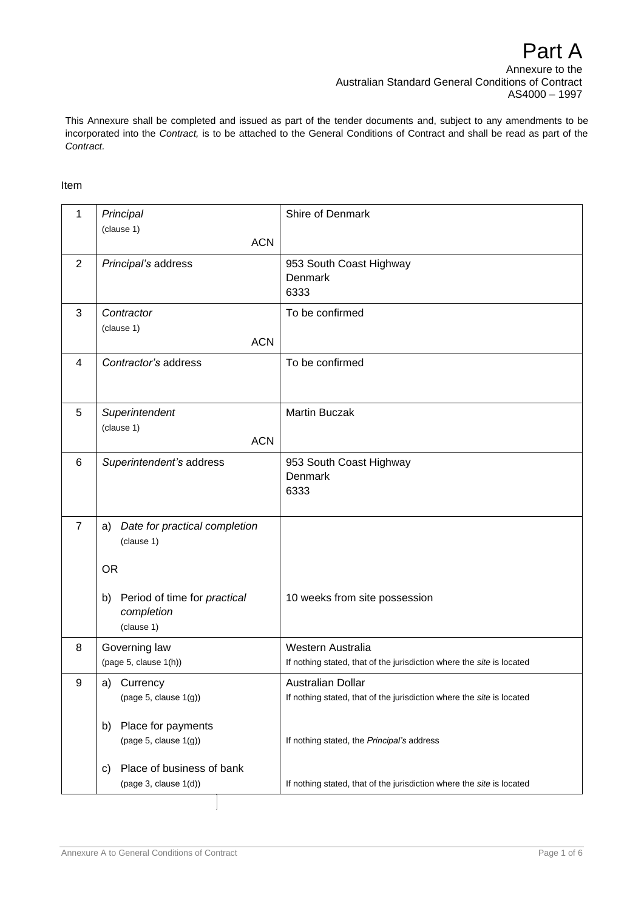# Part A

Annexure to the
Australian Standard General Conditions of Contract
AS4000 – 1997

This Annexure shall be completed and issued as part of the tender documents and, subject to any amendments to be incorporated into the *Contract,* is to be attached to the General Conditions of Contract and shall be read as part of the *Contract*.

Item

| | | |
|---|---|---|
| 1 | *Principal* (clause 1) ACN | Shire of Denmark |
| 2 | *Principal's* address | 953 South Coast Highway<br>Denmark<br>6333 |
| 3 | *Contractor* (clause 1) ACN | To be confirmed |
| 4 | *Contractor's* address | To be confirmed |
| 5 | *Superintendent* (clause 1) ACN | Martin Buczak |
| 6 | *Superintendent's* address | 953 South Coast Highway<br>Denmark<br>6333 |
| 7 | a) *Date for practical completion* (clause 1)<br><br>OR<br><br>b) Period of time for *practical completion* (clause 1) | <br><br><br><br>10 weeks from site possession |
| 8 | Governing law (page 5, clause 1(h)) | Western Australia<br>If nothing stated, that of the jurisdiction where the *site* is located |
| 9 | a) Currency (page 5, clause 1(g))<br><br>b) Place for payments (page 5, clause 1(g))<br><br>c) Place of business of bank (page 3, clause 1(d)) | Australian Dollar<br>If nothing stated, that of the jurisdiction where the *site* is located<br><br>If nothing stated, the *Principal's* address<br><br>If nothing stated, that of the jurisdiction where the *site* is located |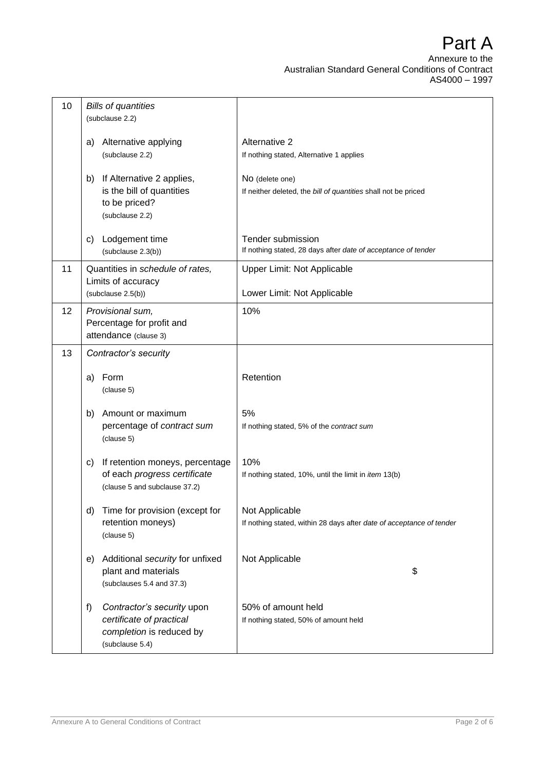# Part A

Annexure to the
Australian Standard General Conditions of Contract
AS4000 – 1997

| | | |
|---|---|---|
| 10 | *Bills of quantities* (subclause 2.2) | |
| | a) Alternative applying (subclause 2.2) | Alternative 2<br>If nothing stated, Alternative 1 applies |
| | b) If Alternative 2 applies, is the bill of quantities to be priced? (subclause 2.2) | No (delete one)<br>If neither deleted, the *bill of quantities* shall not be priced |
| | c) Lodgement time (subclause 2.3(b)) | Tender submission<br>If nothing stated, 28 days after *date of acceptance of tender* |
| 11 | Quantities in *schedule of rates,* Limits of accuracy (subclause 2.5(b)) | Upper Limit: Not Applicable<br>Lower Limit: Not Applicable |
| 12 | *Provisional sum,* Percentage for profit and attendance (clause 3) | 10% |
| 13 | *Contractor's security* | |
| | a) Form (clause 5) | Retention |
| | b) Amount or maximum percentage of *contract sum* (clause 5) | 5%<br>If nothing stated, 5% of the *contract sum* |
| | c) If retention moneys, percentage of each *progress certificate* (clause 5 and subclause 37.2) | 10%<br>If nothing stated, 10%, until the limit in *item* 13(b) |
| | d) Time for provision (except for retention moneys) (clause 5) | Not Applicable<br>If nothing stated, within 28 days after *date of acceptance of tender* |
| | e) Additional *security* for unfixed plant and materials (subclauses 5.4 and 37.3) | Not Applicable $ |
| | f) *Contractor's security* upon *certificate of practical completion* is reduced by (subclause 5.4) | 50% of amount held<br>If nothing stated, 50% of amount held |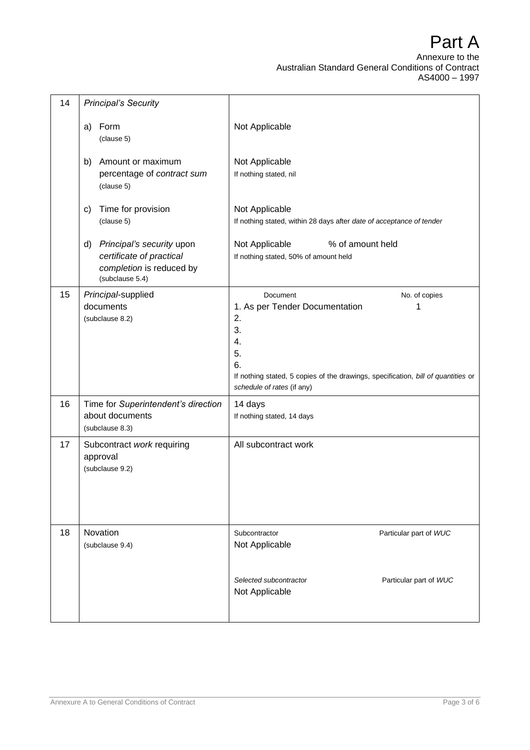# Part A

Annexure to the
Australian Standard General Conditions of Contract
AS4000 – 1997

| | | |
|---|---|---|
| 14 | *Principal's Security* | |
| | a) Form<br>(clause 5) | Not Applicable |
| | b) Amount or maximum percentage of *contract sum*<br>(clause 5) | Not Applicable<br>If nothing stated, nil |
| | c) Time for provision<br>(clause 5) | Not Applicable<br>If nothing stated, within 28 days after *date of acceptance of tender* |
| | d) *Principal's security* upon *certificate of practical completion* is reduced by<br>(subclause 5.4) | Not Applicable % of amount held<br>If nothing stated, 50% of amount held |
| 15 | *Principal*-supplied documents<br>(subclause 8.2) | Document — No. of copies<br>1. As per Tender Documentation — 1<br>2.<br>3.<br>4.<br>5.<br>6.<br>If nothing stated, 5 copies of the drawings, specification, *bill of quantities* or *schedule of rates* (if any) |
| 16 | Time for *Superintendent's direction* about documents<br>(subclause 8.3) | 14 days<br>If nothing stated, 14 days |
| 17 | Subcontract *work* requiring approval<br>(subclause 9.2) | All subcontract work |
| 18 | Novation<br>(subclause 9.4) | Subcontractor — Particular part of *WUC*<br>Not Applicable<br><br>*Selected subcontractor* — Particular part of *WUC*<br>Not Applicable |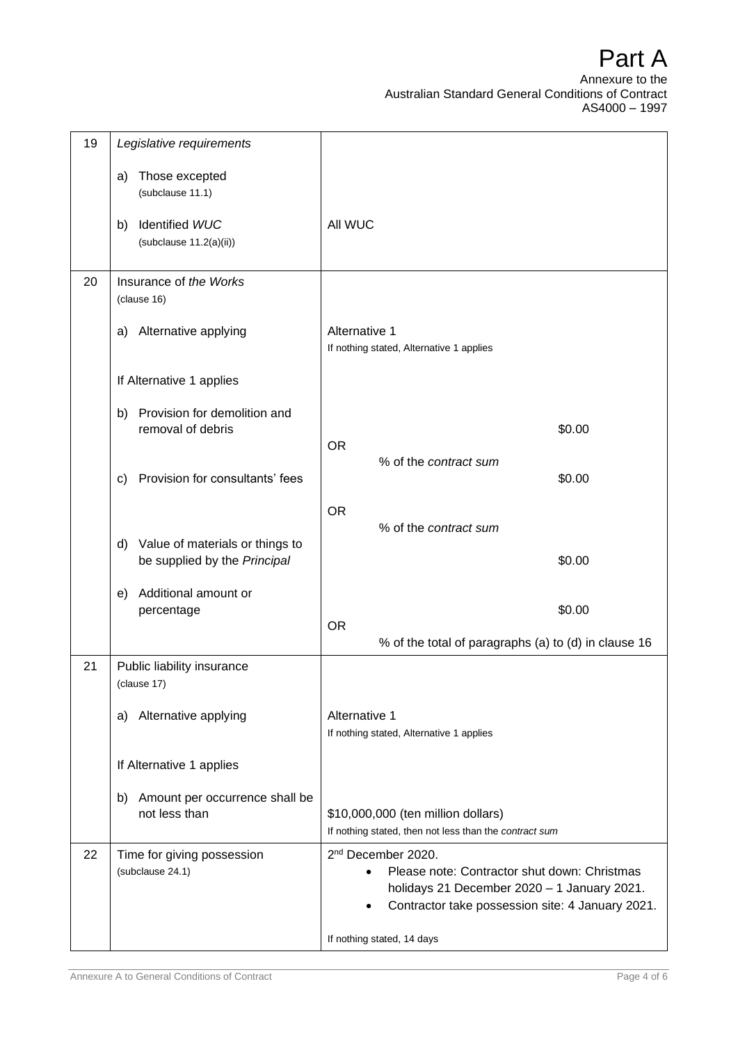# Part A

Annexure to the
Australian Standard General Conditions of Contract
AS4000 – 1997

| | | |
|---|---|---|
| 19 | *Legislative requirements*<br><br>a) Those excepted<br>(subclause 11.1)<br><br>b) Identified *WUC*<br>(subclause 11.2(a)(ii)) | <br><br><br><br><br>All WUC |
| 20 | Insurance of *the Works*<br>(clause 16)<br><br>a) Alternative applying<br><br>If Alternative 1 applies<br><br>b) Provision for demolition and removal of debris<br><br>c) Provision for consultants' fees<br><br>d) Value of materials or things to be supplied by the *Principal*<br><br>e) Additional amount or percentage | <br><br><br>Alternative 1<br>If nothing stated, Alternative 1 applies<br><br><br>$0.00<br>OR<br>% of the *contract sum*<br>$0.00<br>OR<br>% of the *contract sum*<br>$0.00<br><br>$0.00<br>OR<br>% of the total of paragraphs (a) to (d) in clause 16 |
| 21 | Public liability insurance<br>(clause 17)<br><br>a) Alternative applying<br><br>If Alternative 1 applies<br><br>b) Amount per occurrence shall be not less than | <br><br><br>Alternative 1<br>If nothing stated, Alternative 1 applies<br><br><br><br>$10,000,000 (ten million dollars)<br>If nothing stated, then not less than the *contract sum* |
| 22 | Time for giving possession<br>(subclause 24.1) | 2nd December 2020.<br>• Please note: Contractor shut down: Christmas holidays 21 December 2020 – 1 January 2021.<br>• Contractor take possession site: 4 January 2021.<br><br>If nothing stated, 14 days |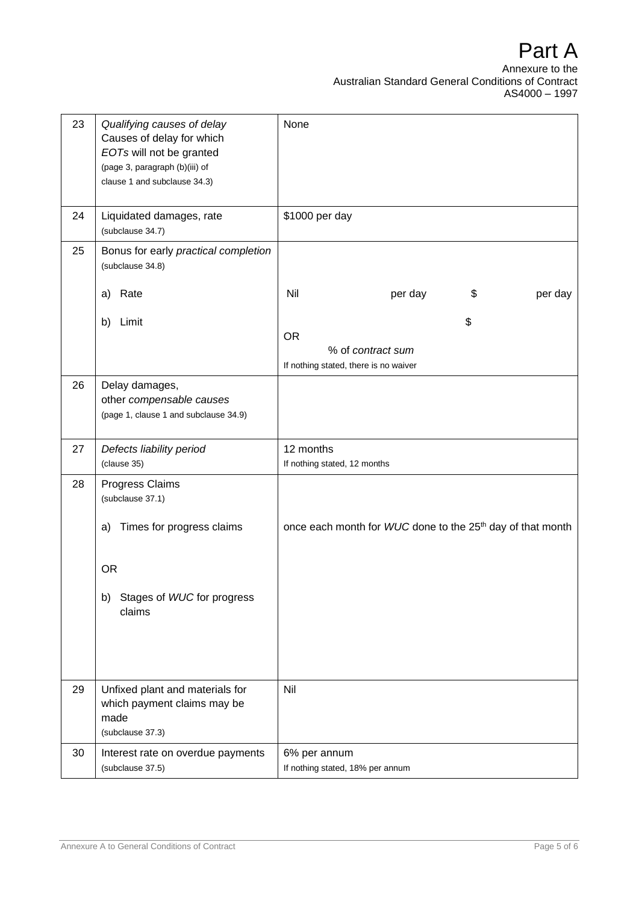# Part A

Annexure to the
Australian Standard General Conditions of Contract
AS4000 – 1997

| | | |
|---|---|---|
| 23 | *Qualifying causes of delay* Causes of delay for which *EOTs* will not be granted (page 3, paragraph (b)(iii) of clause 1 and subclause 34.3) | None |
| 24 | Liquidated damages, rate (subclause 34.7) | $1000 per day |
| 25 | Bonus for early *practical completion* (subclause 34.8)<br><br>a) Rate<br><br>b) Limit | <br><br>Nil per day $ per day<br><br>$<br>OR<br>% of *contract sum*<br>If nothing stated, there is no waiver |
| 26 | Delay damages, other *compensable causes* (page 1, clause 1 and subclause 34.9) | |
| 27 | *Defects liability period* (clause 35) | 12 months<br>If nothing stated, 12 months |
| 28 | Progress Claims (subclause 37.1)<br><br>a) Times for progress claims<br><br>OR<br><br>b) Stages of *WUC* for progress claims | <br><br>once each month for *WUC* done to the 25th day of that month |
| 29 | Unfixed plant and materials for which payment claims may be made (subclause 37.3) | Nil |
| 30 | Interest rate on overdue payments (subclause 37.5) | 6% per annum<br>If nothing stated, 18% per annum |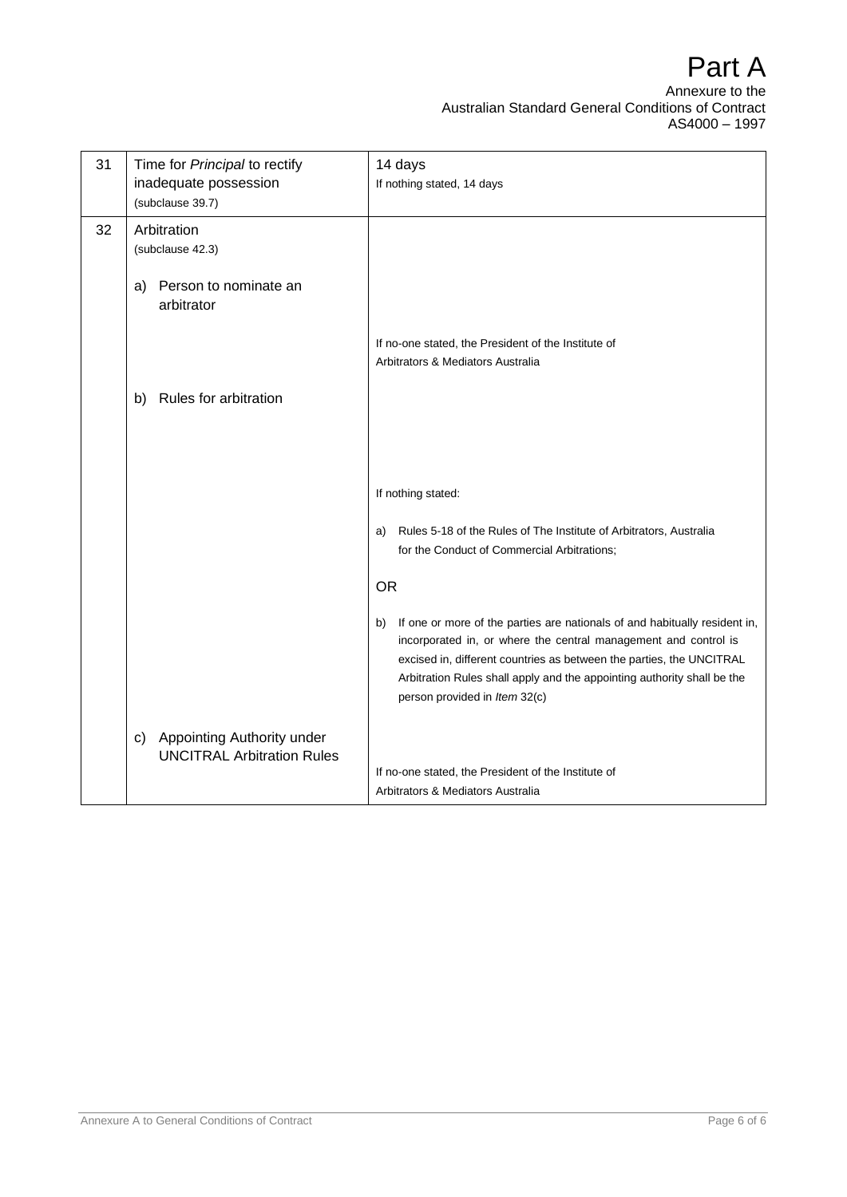# Part A

Annexure to the
Australian Standard General Conditions of Contract
AS4000 – 1997

| | | |
|---|---|---|
| 31 | Time for *Principal* to rectify inadequate possession (subclause 39.7) | 14 days<br>If nothing stated, 14 days |
| 32 | Arbitration (subclause 42.3) | |
| | a) Person to nominate an arbitrator | If no-one stated, the President of the Institute of Arbitrators & Mediators Australia |
| | b) Rules for arbitration | If nothing stated:<br>a) Rules 5-18 of the Rules of The Institute of Arbitrators, Australia for the Conduct of Commercial Arbitrations;<br>OR<br>b) If one or more of the parties are nationals of and habitually resident in, incorporated in, or where the central management and control is excised in, different countries as between the parties, the UNCITRAL Arbitration Rules shall apply and the appointing authority shall be the person provided in *Item* 32(c) |
| | c) Appointing Authority under UNCITRAL Arbitration Rules | If no-one stated, the President of the Institute of Arbitrators & Mediators Australia |